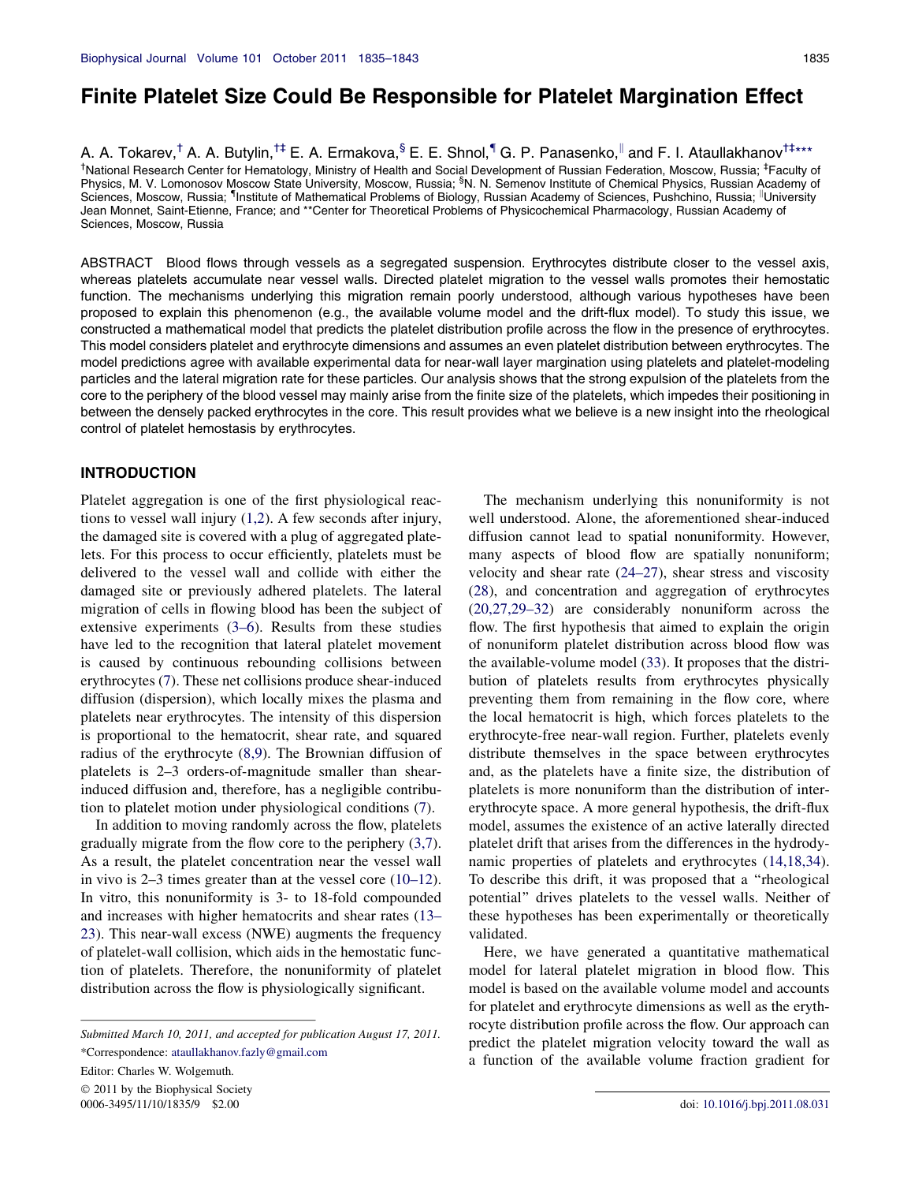# Finite Platelet Size Could Be Responsible for Platelet Margination Effect

A. A. Tokarev,[†] A. A. Butylin,[†‡] E. A. Ermakova,[§] E. E. Shnol,[¶] G. P. Panasenko,[‖] and F. I. Ataullakhanov[†‡**\*]

[†]National Research Center for Hematology, Ministry of Health and Social Development of Russian Federation, Moscow, Russia; [‡]Faculty of Physics, M. V. Lomonosov Moscow State University, Moscow, Russia; [§]N. N. Semenov Institute of Chemical Physics, Russian Academy of Sciences, Moscow, Russia; [¶]Institute of Mathematical Problems of Biology, Russian Academy of Sciences, Pushchino, Russia; [‖]University Jean Monnet, Saint-Etienne, France; and **Center for Theoretical Problems of Physicochemical Pharmacology, Russian Academy of Sciences, Moscow, Russia

ABSTRACT Blood flows through vessels as a segregated suspension. Erythrocytes distribute closer to the vessel axis, whereas platelets accumulate near vessel walls. Directed platelet migration to the vessel walls promotes their hemostatic function. The mechanisms underlying this migration remain poorly understood, although various hypotheses have been proposed to explain this phenomenon (e.g., the available volume model and the drift-flux model). To study this issue, we constructed a mathematical model that predicts the platelet distribution profile across the flow in the presence of erythrocytes. This model considers platelet and erythrocyte dimensions and assumes an even platelet distribution between erythrocytes. The model predictions agree with available experimental data for near-wall layer margination using platelets and platelet-modeling particles and the lateral migration rate for these particles. Our analysis shows that the strong expulsion of the platelets from the core to the periphery of the blood vessel may mainly arise from the finite size of the platelets, which impedes their positioning in between the densely packed erythrocytes in the core. This result provides what we believe is a new insight into the rheological control of platelet hemostasis by erythrocytes.

## INTRODUCTION

Platelet aggregation is one of the first physiological reactions to vessel wall injury (1,2). A few seconds after injury, the damaged site is covered with a plug of aggregated platelets. For this process to occur efficiently, platelets must be delivered to the vessel wall and collide with either the damaged site or previously adhered platelets. The lateral migration of cells in flowing blood has been the subject of extensive experiments (3–6). Results from these studies have led to the recognition that lateral platelet movement is caused by continuous rebounding collisions between erythrocytes (7). These net collisions produce shear-induced diffusion (dispersion), which locally mixes the plasma and platelets near erythrocytes. The intensity of this dispersion is proportional to the hematocrit, shear rate, and squared radius of the erythrocyte (8,9). The Brownian diffusion of platelets is 2–3 orders-of-magnitude smaller than shear-induced diffusion and, therefore, has a negligible contribution to platelet motion under physiological conditions (7).

In addition to moving randomly across the flow, platelets gradually migrate from the flow core to the periphery (3,7). As a result, the platelet concentration near the vessel wall in vivo is 2–3 times greater than at the vessel core (10–12). In vitro, this nonuniformity is 3- to 18-fold compounded and increases with higher hematocrits and shear rates (13–23). This near-wall excess (NWE) augments the frequency of platelet-wall collision, which aids in the hemostatic function of platelets. Therefore, the nonuniformity of platelet distribution across the flow is physiologically significant.

The mechanism underlying this nonuniformity is not well understood. Alone, the aforementioned shear-induced diffusion cannot lead to spatial nonuniformity. However, many aspects of blood flow are spatially nonuniform; velocity and shear rate (24–27), shear stress and viscosity (28), and concentration and aggregation of erythrocytes (20,27,29–32) are considerably nonuniform across the flow. The first hypothesis that aimed to explain the origin of nonuniform platelet distribution across blood flow was the available-volume model (33). It proposes that the distribution of platelets results from erythrocytes physically preventing them from remaining in the flow core, where the local hematocrit is high, which forces platelets to the erythrocyte-free near-wall region. Further, platelets evenly distribute themselves in the space between erythrocytes and, as the platelets have a finite size, the distribution of platelets is more nonuniform than the distribution of inter-erythrocyte space. A more general hypothesis, the drift-flux model, assumes the existence of an active laterally directed platelet drift that arises from the differences in the hydrodynamic properties of platelets and erythrocytes (14,18,34). To describe this drift, it was proposed that a "rheological potential" drives platelets to the vessel walls. Neither of these hypotheses has been experimentally or theoretically validated.

Here, we have generated a quantitative mathematical model for lateral platelet migration in blood flow. This model is based on the available volume model and accounts for platelet and erythrocyte dimensions as well as the erythrocyte distribution profile across the flow. Our approach can predict the platelet migration velocity toward the wall as a function of the available volume fraction gradient for

---

Submitted March 10, 2011, and accepted for publication August 17, 2011.

\*Correspondence: ataullakhanov.fazly@gmail.com

Editor: Charles W. Wolgemuth.

© 2011 by the Biophysical Society

0006-3495/11/10/1835/9 $2.00

doi: 10.1016/j.bpj.2011.08.031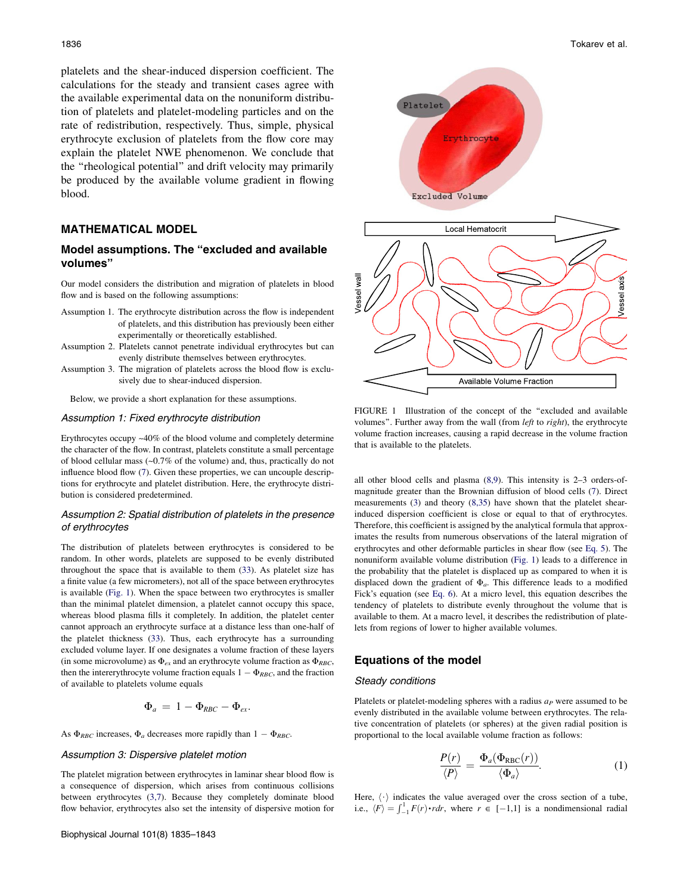platelets and the shear-induced dispersion coefficient. The calculations for the steady and transient cases agree with the available experimental data on the nonuniform distribution of platelets and platelet-modeling particles and on the rate of redistribution, respectively. Thus, simple, physical erythrocyte exclusion of platelets from the flow core may explain the platelet NWE phenomenon. We conclude that the "rheological potential" and drift velocity may primarily be produced by the available volume gradient in flowing blood.

## MATHEMATICAL MODEL

### Model assumptions. The "excluded and available volumes"

Our model considers the distribution and migration of platelets in blood flow and is based on the following assumptions:

Assumption 1. The erythrocyte distribution across the flow is independent of platelets, and this distribution has previously been either experimentally or theoretically established.

Assumption 2. Platelets cannot penetrate individual erythrocytes but can evenly distribute themselves between erythrocytes.

Assumption 3. The migration of platelets across the blood flow is exclusively due to shear-induced dispersion.

Below, we provide a short explanation for these assumptions.

#### *Assumption 1: Fixed erythrocyte distribution*

Erythrocytes occupy ~40% of the blood volume and completely determine the character of the flow. In contrast, platelets constitute a small percentage of blood cellular mass (~0.7% of the volume) and, thus, practically do not influence blood flow (7). Given these properties, we can uncouple descriptions for erythrocyte and platelet distribution. Here, the erythrocyte distribution is considered predetermined.

#### *Assumption 2: Spatial distribution of platelets in the presence of erythrocytes*

The distribution of platelets between erythrocytes is considered to be random. In other words, platelets are supposed to be evenly distributed throughout the space that is available to them (33). As platelet size has a finite value (a few micrometers), not all of the space between erythrocytes is available (Fig. 1). When the space between two erythrocytes is smaller than the minimal platelet dimension, a platelet cannot occupy this space, whereas blood plasma fills it completely. In addition, the platelet center cannot approach an erythrocyte surface at a distance less than one-half of the platelet thickness (33). Thus, each erythrocyte has a surrounding excluded volume layer. If one designates a volume fraction of these layers (in some microvolume) as $\Phi_{ex}$ and an erythrocyte volume fraction as $\Phi_{RBC}$, then the intererythrocyte volume fraction equals $1 - \Phi_{RBC}$, and the fraction of available to platelets volume equals

$$\Phi_a = 1 - \Phi_{RBC} - \Phi_{ex}.$$

As $\Phi_{RBC}$ increases, $\Phi_a$ decreases more rapidly than $1 - \Phi_{RBC}$.

#### *Assumption 3: Dispersive platelet motion*

The platelet migration between erythrocytes in laminar shear blood flow is a consequence of dispersion, which arises from continuous collisions between erythrocytes (3,7). Because they completely dominate blood flow behavior, erythrocytes also set the intensity of dispersive motion for all other blood cells and plasma (8,9). This intensity is 2–3 orders-of-magnitude greater than the Brownian diffusion of blood cells (7). Direct measurements (3) and theory (8,35) have shown that the platelet shear-induced dispersion coefficient is close or equal to that of erythrocytes. Therefore, this coefficient is assigned by the analytical formula that approximates the results from numerous observations of the lateral migration of erythrocytes and other deformable particles in shear flow (see Eq. 5). The nonuniform available volume distribution (Fig. 1) leads to a difference in the probability that the platelet is displaced up as compared to when it is displaced down the gradient of $\Phi_a$. This difference leads to a modified Fick's equation (see Eq. 6). At a micro level, this equation describes the tendency of platelets to distribute evenly throughout the volume that is available to them. At a macro level, it describes the redistribution of platelets from regions of lower to higher available volumes.

FIGURE 1 Illustration of the concept of the "excluded and available volumes". Further away from the wall (from *left* to *right*), the erythrocyte volume fraction increases, causing a rapid decrease in the volume fraction that is available to the platelets.

### Equations of the model

#### *Steady conditions*

Platelets or platelet-modeling spheres with a radius $a_P$ were assumed to be evenly distributed in the available volume between erythrocytes. The relative concentration of platelets (or spheres) at the given radial position is proportional to the local available volume fraction as follows:

$$\frac{P(r)}{\langle P \rangle} = \frac{\Phi_a(\Phi_{\mathrm{RBC}}(r))}{\langle \Phi_a \rangle}. \tag{1}$$

Here, $\langle \cdot \rangle$ indicates the value averaged over the cross section of a tube, i.e., $\langle F \rangle = \int_{-1}^{1} F(r) \cdot r dr$, where $r \in [-1,1]$ is a nondimensional radial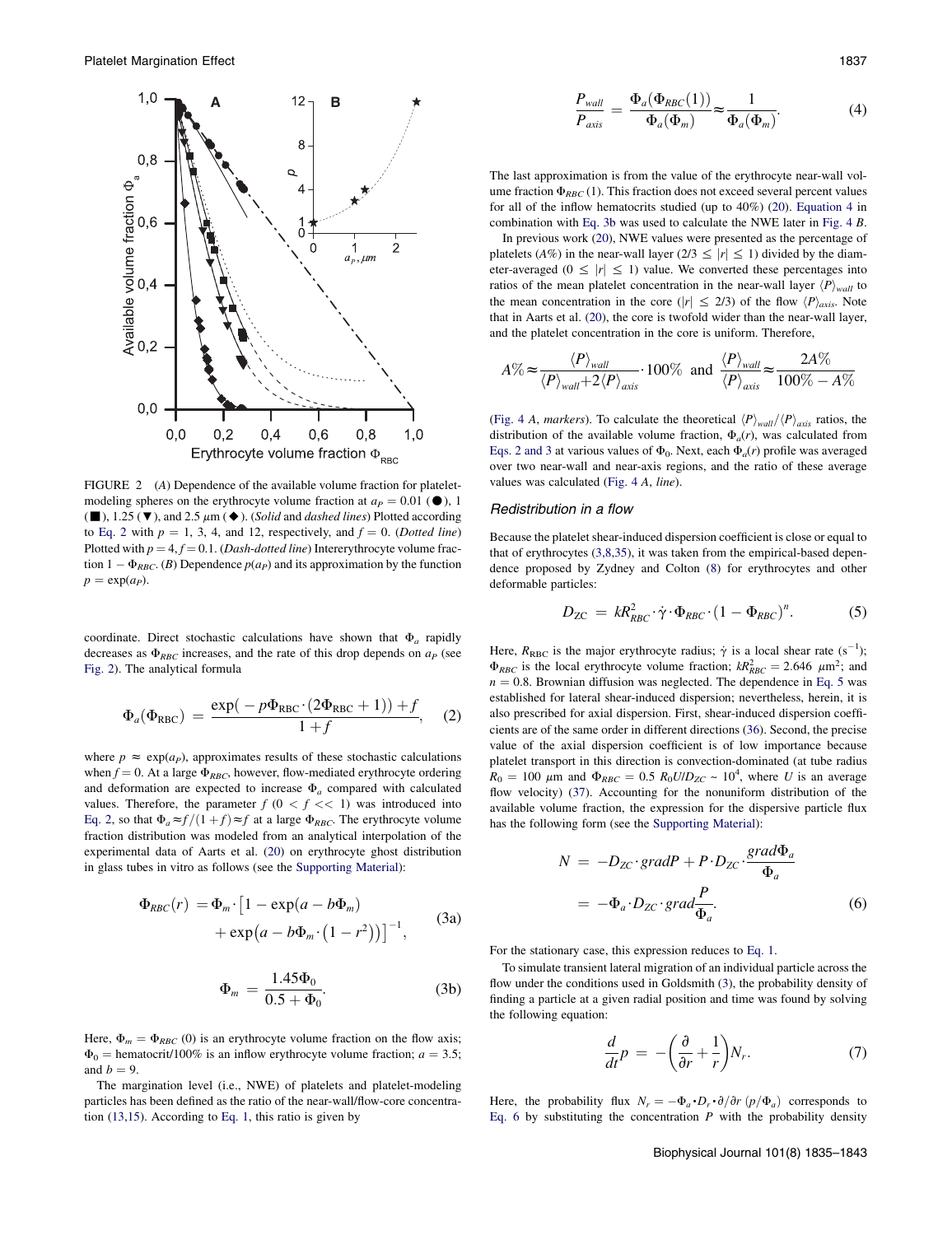FIGURE 2 (A) Dependence of the available volume fraction for platelet-modeling spheres on the erythrocyte volume fraction at $a_P = 0.01$ (●), 1 (■), 1.25 (▼), and 2.5 $\mu$m (◆). (*Solid* and *dashed lines*) Plotted according to Eq. 2 with $p = 1$, 3, 4, and 12, respectively, and $f = 0$. (*Dotted line*) Plotted with $p = 4, f = 0.1$. (*Dash-dotted line*) Intererythrocyte volume fraction $1 - \Phi_{RBC}$. (B) Dependence $p(a_P)$ and its approximation by the function $p = \exp(a_P)$.

coordinate. Direct stochastic calculations have shown that $\Phi_a$ rapidly decreases as $\Phi_{RBC}$ increases, and the rate of this drop depends on $a_P$ (see Fig. 2). The analytical formula

$$\Phi_a(\Phi_{RBC}) = \frac{\exp(-p\Phi_{RBC}\cdot(2\Phi_{RBC}+1)) + f}{1+f}, \quad (2)$$

where $p \approx \exp(a_P)$, approximates results of these stochastic calculations when $f = 0$. At a large $\Phi_{RBC}$, however, flow-mediated erythrocyte ordering and deformation are expected to increase $\Phi_a$ compared with calculated values. Therefore, the parameter $f$ ($0 < f << 1$) was introduced into Eq. 2, so that $\Phi_a \approx f/(1+f) \approx f$ at a large $\Phi_{RBC}$. The erythrocyte volume fraction distribution was modeled from an analytical interpolation of the experimental data of Aarts et al. (20) on erythrocyte ghost distribution in glass tubes in vitro as follows (see the Supporting Material):

$$\Phi_{RBC}(r) = \Phi_m \cdot \left[1 - \exp(a - b\Phi_m) + \exp\left(a - b\Phi_m\cdot\left(1 - r^2\right)\right)\right]^{-1}, \quad (3a)$$

$$\Phi_m = \frac{1.45\Phi_0}{0.5 + \Phi_0}. \quad (3b)$$

Here, $\Phi_m = \Phi_{RBC}(0)$ is an erythrocyte volume fraction on the flow axis; $\Phi_0$ = hematocrit/100% is an inflow erythrocyte volume fraction; $a = 3.5$; and $b = 9$.

The margination level (i.e., NWE) of platelets and platelet-modeling particles has been defined as the ratio of the near-wall/flow-core concentration (13,15). According to Eq. 1, this ratio is given by

$$\frac{P_{wall}}{P_{axis}} = \frac{\Phi_a(\Phi_{RBC}(1))}{\Phi_a(\Phi_m)} \approx \frac{1}{\Phi_a(\Phi_m)}. \quad (4)$$

The last approximation is from the value of the erythrocyte near-wall volume fraction $\Phi_{RBC}(1)$. This fraction does not exceed several percent values for all of the inflow hematocrits studied (up to 40%) (20). Equation 4 in combination with Eq. 3b was used to calculate the NWE later in Fig. 4 B.

In previous work (20), NWE values were presented as the percentage of platelets ($A\%$) in the near-wall layer ($2/3 \le |r| \le 1$) divided by the diameter-averaged ($0 \le |r| \le 1$) value. We converted these percentages into ratios of the mean platelet concentration in the near-wall layer $\langle P\rangle_{wall}$ to the mean concentration in the core ($|r| \le 2/3$) of the flow $\langle P\rangle_{axis}$. Note that in Aarts et al. (20), the core is twofold wider than the near-wall layer, and the platelet concentration in the core is uniform. Therefore,

$$A\% \approx \frac{\langle P\rangle_{wall}}{\langle P\rangle_{wall} + 2\langle P\rangle_{axis}}\cdot 100\% \text{ and } \frac{\langle P\rangle_{wall}}{\langle P\rangle_{axis}} \approx \frac{2A\%}{100\% - A\%}$$

(Fig. 4 A, *markers*). To calculate the theoretical $\langle P\rangle_{wall}/\langle P\rangle_{axis}$ ratios, the distribution of the available volume fraction, $\Phi_a(r)$, was calculated from Eqs. 2 and 3 at various values of $\Phi_0$. Next, each $\Phi_a(r)$ profile was averaged over two near-wall and near-axis regions, and the ratio of these average values was calculated (Fig. 4 A, *line*).

### Redistribution in a flow

Because the platelet shear-induced dispersion coefficient is close or equal to that of erythrocytes (3,8,35), it was taken from the empirical-based dependence proposed by Zydney and Colton (8) for erythrocytes and other deformable particles:

$$D_{ZC} = kR_{RBC}^2\cdot\dot{\gamma}\cdot\Phi_{RBC}\cdot(1-\Phi_{RBC})^n. \quad (5)$$

Here, $R_{RBC}$ is the major erythrocyte radius; $\dot{\gamma}$ is a local shear rate (s$^{-1}$); $\Phi_{RBC}$ is the local erythrocyte volume fraction; $kR_{RBC}^2 = 2.646$ $\mu$m$^2$; and $n = 0.8$. Brownian diffusion was neglected. The dependence in Eq. 5 was established for lateral shear-induced dispersion; nevertheless, herein, it is also prescribed for axial dispersion. First, shear-induced dispersion coefficients are of the same order in different directions (36). Second, the precise value of the axial dispersion coefficient is of low importance because platelet transport in this direction is convection-dominated (at tube radius $R_0 = 100$ $\mu$m and $\Phi_{RBC} = 0.5$ $R_0U/D_{ZC} \sim 10^4$, where $U$ is an average flow velocity) (37). Accounting for the nonuniform distribution of the available volume fraction, the expression for the dispersive particle flux has the following form (see the Supporting Material):

$$N = -D_{ZC}\cdot gradP + P\cdot D_{ZC}\cdot\frac{grad\Phi_a}{\Phi_a} = -\Phi_a\cdot D_{ZC}\cdot grad\frac{P}{\Phi_a}. \quad (6)$$

For the stationary case, this expression reduces to Eq. 1.

To simulate transient lateral migration of an individual particle across the flow under the conditions used in Goldsmith (3), the probability density of finding a particle at a given radial position and time was found by solving the following equation:

$$\frac{d}{dt}p = -\left(\frac{\partial}{\partial r} + \frac{1}{r}\right)N_r. \quad (7)$$

Here, the probability flux $N_r = -\Phi_a\cdot D_r\cdot\partial/\partial r\,(p/\Phi_a)$ corresponds to Eq. 6 by substituting the concentration $P$ with the probability density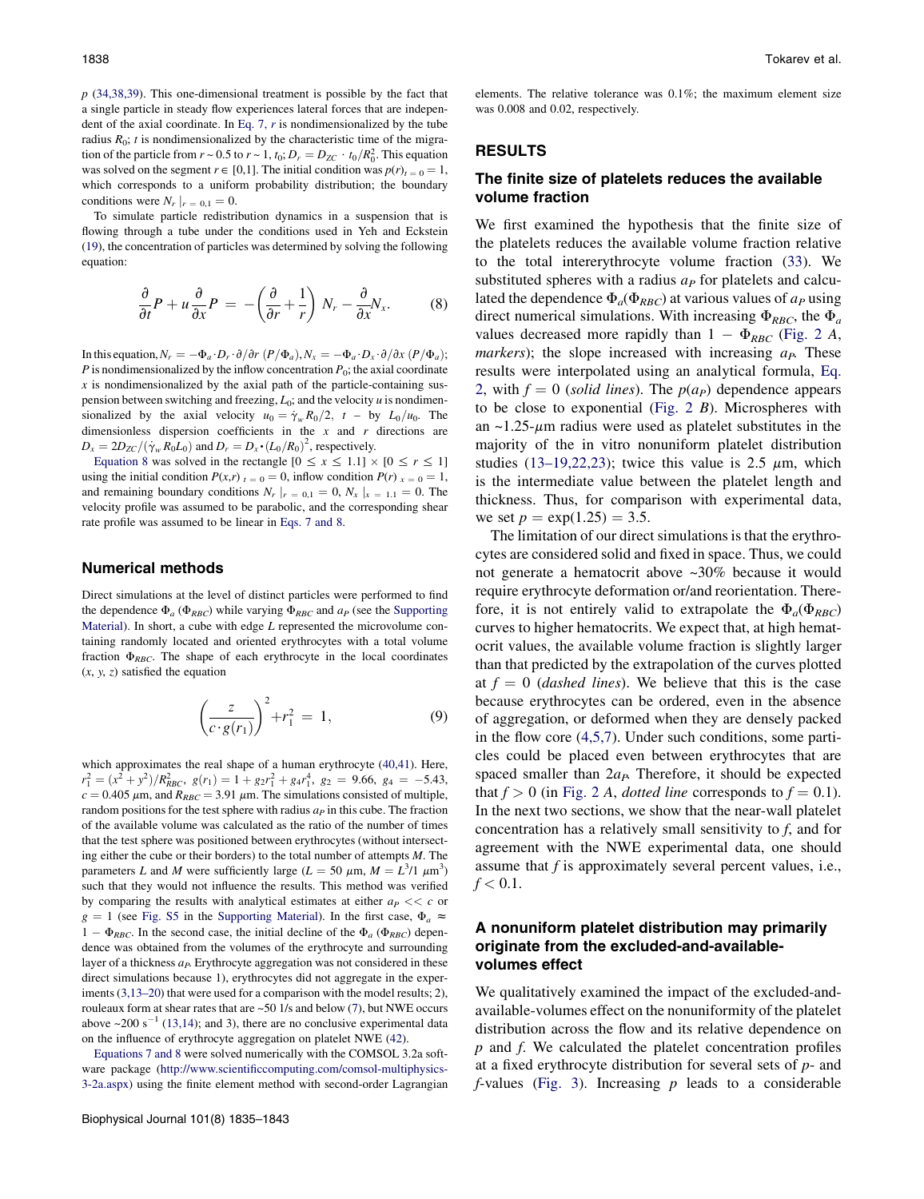$p$ (34,38,39). This one-dimensional treatment is possible by the fact that a single particle in steady flow experiences lateral forces that are independent of the axial coordinate. In Eq. 7, $r$ is nondimensionalized by the tube radius $R_0$; $t$ is nondimensionalized by the characteristic time of the migration of the particle from $r \sim 0.5$ to $r \sim 1$, $t_0$; $D_r = D_{ZC} \cdot t_0/R_0^2$. This equation was solved on the segment $r \in [0,1]$. The initial condition was $p(r)_{t=0} = 1$, which corresponds to a uniform probability distribution; the boundary conditions were $N_r|_{r=0,1} = 0$.

To simulate particle redistribution dynamics in a suspension that is flowing through a tube under the conditions used in Yeh and Eckstein (19), the concentration of particles was determined by solving the following equation:

$$\frac{\partial}{\partial t}P + u\frac{\partial}{\partial x}P = -\left(\frac{\partial}{\partial r} + \frac{1}{r}\right) N_r - \frac{\partial}{\partial x}N_x. \tag{8}$$

In this equation, $N_r = -\Phi_a \cdot D_r \cdot \partial/\partial r\ (P/\Phi_a), N_x = -\Phi_a \cdot D_x \cdot \partial/\partial x\ (P/\Phi_a)$; $P$ is nondimensionalized by the inflow concentration $P_0$; the axial coordinate $x$ is nondimensionalized by the axial path of the particle-containing suspension between switching and freezing, $L_0$; and the velocity $u$ is nondimensionalized by the axial velocity $u_0 = \dot{\gamma}_w R_0/2$, $t$ – by $L_0/u_0$. The dimensionless dispersion coefficients in the $x$ and $r$ directions are $D_x = 2D_{ZC}/(\dot{\gamma}_w R_0 L_0)$ and $D_r = D_x \cdot (L_0/R_0)^2$, respectively.

Equation 8 was solved in the rectangle $[0 \le x \le 1.1] \times [0 \le r \le 1]$ using the initial condition $P(x,r)_{t=0} = 0$, inflow condition $P(r)_{x=0} = 1$, and remaining boundary conditions $N_r|_{r=0,1} = 0$, $N_x|_{x=1.1} = 0$. The velocity profile was assumed to be parabolic, and the corresponding shear rate profile was assumed to be linear in Eqs. 7 and 8.

### Numerical methods

Direct simulations at the level of distinct particles were performed to find the dependence $\Phi_a$ ($\Phi_{RBC}$) while varying $\Phi_{RBC}$ and $a_P$ (see the Supporting Material). In short, a cube with edge $L$ represented the microvolume containing randomly located and oriented erythrocytes with a total volume fraction $\Phi_{RBC}$. The shape of each erythrocyte in the local coordinates $(x, y, z)$ satisfied the equation

$$\left(\frac{z}{c \cdot g(r_1)}\right)^2 + r_1^2 = 1, \tag{9}$$

which approximates the real shape of a human erythrocyte (40,41). Here, $r_1^2 = (x^2 + y^2)/R_{RBC}^2$, $g(r_1) = 1 + g_2 r_1^2 + g_4 r_1^4$, $g_2 = 9.66$, $g_4 = -5.43$, $c = 0.405\ \mu$m, and $R_{RBC} = 3.91\ \mu$m. The simulations consisted of multiple, random positions for the test sphere with radius $a_P$ in this cube. The fraction of the available volume was calculated as the ratio of the number of times that the test sphere was positioned between erythrocytes (without intersecting either the cube or their borders) to the total number of attempts $M$. The parameters $L$ and $M$ were sufficiently large ($L = 50\ \mu$m, $M = L^3/1\ \mu$m$^3$) such that they would not influence the results. This method was verified by comparing the results with analytical estimates at either $a_P << c$ or $g = 1$ (see Fig. S5 in the Supporting Material). In the first case, $\Phi_a \approx 1 - \Phi_{RBC}$. In the second case, the initial decline of the $\Phi_a$ ($\Phi_{RBC}$) dependence was obtained from the volumes of the erythrocyte and surrounding layer of a thickness $a_P$. Erythrocyte aggregation was not considered in these direct simulations because 1), erythrocytes did not aggregate in the experiments (3,13–20) that were used for a comparison with the model results; 2), rouleaux form at shear rates that are ~50 1/s and below (7), but NWE occurs above ~200 s$^{-1}$ (13,14); and 3), there are no conclusive experimental data on the influence of erythrocyte aggregation on platelet NWE (42).

Equations 7 and 8 were solved numerically with the COMSOL 3.2a software package (http://www.scientificcomputing.com/comsol-multiphysics-3-2a.aspx) using the finite element method with second-order Lagrangian elements. The relative tolerance was 0.1%; the maximum element size was 0.008 and 0.02, respectively.

## RESULTS

### The finite size of platelets reduces the available volume fraction

We first examined the hypothesis that the finite size of the platelets reduces the available volume fraction relative to the total intererythrocyte volume fraction (33). We substituted spheres with a radius $a_P$ for platelets and calculated the dependence $\Phi_a(\Phi_{RBC})$ at various values of $a_P$ using direct numerical simulations. With increasing $\Phi_{RBC}$, the $\Phi_a$ values decreased more rapidly than $1 - \Phi_{RBC}$ (Fig. 2 *A*, *markers*); the slope increased with increasing $a_P$. These results were interpolated using an analytical formula, Eq. 2, with $f = 0$ (*solid lines*). The $p(a_P)$ dependence appears to be close to exponential (Fig. 2 *B*). Microspheres with an ~1.25-$\mu$m radius were used as platelet substitutes in the majority of the in vitro nonuniform platelet distribution studies (13–19,22,23); twice this value is 2.5 $\mu$m, which is the intermediate value between the platelet length and thickness. Thus, for comparison with experimental data, we set $p = \exp(1.25) = 3.5$.

The limitation of our direct simulations is that the erythrocytes are considered solid and fixed in space. Thus, we could not generate a hematocrit above ~30% because it would require erythrocyte deformation or/and reorientation. Therefore, it is not entirely valid to extrapolate the $\Phi_a(\Phi_{RBC})$ curves to higher hematocrits. We expect that, at high hematocrit values, the available volume fraction is slightly larger than that predicted by the extrapolation of the curves plotted at $f = 0$ (*dashed lines*). We believe that this is the case because erythrocytes can be ordered, even in the absence of aggregation, or deformed when they are densely packed in the flow core (4,5,7). Under such conditions, some particles could be placed even between erythrocytes that are spaced smaller than $2a_P$. Therefore, it should be expected that $f > 0$ (in Fig. 2 *A*, *dotted line* corresponds to $f = 0.1$). In the next two sections, we show that the near-wall platelet concentration has a relatively small sensitivity to $f$, and for agreement with the NWE experimental data, one should assume that $f$ is approximately several percent values, i.e., $f < 0.1$.

### A nonuniform platelet distribution may primarily originate from the excluded-and-available-volumes effect

We qualitatively examined the impact of the excluded-and-available-volumes effect on the nonuniformity of the platelet distribution across the flow and its relative dependence on $p$ and $f$. We calculated the platelet concentration profiles at a fixed erythrocyte distribution for several sets of $p$- and $f$-values (Fig. 3). Increasing $p$ leads to a considerable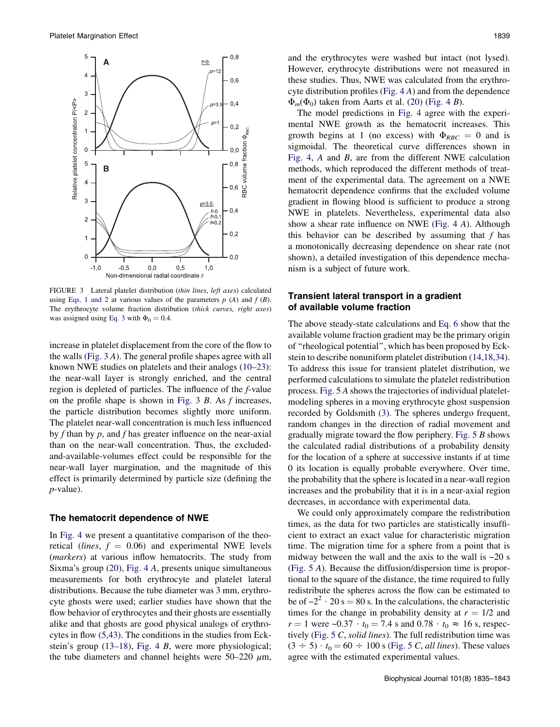FIGURE 3 Lateral platelet distribution (*thin lines*, *left axes*) calculated using Eqs. 1 and 2 at various values of the parameters $p$ (*A*) and $f$ (*B*). The erythrocyte volume fraction distribution (*thick curves, right axes*) was assigned using Eq. 3 with $\Phi_0 = 0.4$.

increase in platelet displacement from the core of the flow to the walls (Fig. 3 *A*). The general profile shapes agree with all known NWE studies on platelets and their analogs (10–23): the near-wall layer is strongly enriched, and the central region is depleted of particles. The influence of the $f$-value on the profile shape is shown in Fig. 3 *B*. As $f$ increases, the particle distribution becomes slightly more uniform. The platelet near-wall concentration is much less influenced by $f$ than by $p$, and $f$ has greater influence on the near-axial than on the near-wall concentration. Thus, the excluded-and-available-volumes effect could be responsible for the near-wall layer margination, and the magnitude of this effect is primarily determined by particle size (defining the $p$-value).

### The hematocrit dependence of NWE

In Fig. 4 we present a quantitative comparison of the theoretical (*lines*, $f = 0.06$) and experimental NWE levels (*markers*) at various inflow hematocrits. The study from Sixma's group (20), Fig. 4 *A*, presents unique simultaneous measurements for both erythrocyte and platelet lateral distributions. Because the tube diameter was 3 mm, erythrocyte ghosts were used; earlier studies have shown that the flow behavior of erythrocytes and their ghosts are essentially alike and that ghosts are good physical analogs of erythrocytes in flow (5,43). The conditions in the studies from Eckstein's group (13–18), Fig. 4 *B*, were more physiological; the tube diameters and channel heights were 50–220 $\mu$m, and the erythrocytes were washed but intact (not lysed). However, erythrocyte distributions were not measured in these studies. Thus, NWE was calculated from the erythrocyte distribution profiles (Fig. 4 *A*) and from the dependence $\Phi_m(\Phi_0)$ taken from Aarts et al. (20) (Fig. 4 *B*).

The model predictions in Fig. 4 agree with the experimental NWE growth as the hematocrit increases. This growth begins at 1 (no excess) with $\Phi_{RBC} = 0$ and is sigmoidal. The theoretical curve differences shown in Fig. 4, *A* and *B*, are from the different NWE calculation methods, which reproduced the different methods of treatment of the experimental data. The agreement on a NWE hematocrit dependence confirms that the excluded volume gradient in flowing blood is sufficient to produce a strong NWE in platelets. Nevertheless, experimental data also show a shear rate influence on NWE (Fig. 4 *A*). Although this behavior can be described by assuming that $f$ has a monotonically decreasing dependence on shear rate (not shown), a detailed investigation of this dependence mechanism is a subject of future work.

### Transient lateral transport in a gradient of available volume fraction

The above steady-state calculations and Eq. 6 show that the available volume fraction gradient may be the primary origin of "rheological potential", which has been proposed by Eckstein to describe nonuniform platelet distribution (14,18,34). To address this issue for transient platelet distribution, we performed calculations to simulate the platelet redistribution process. Fig. 5 *A* shows the trajectories of individual platelet-modeling spheres in a moving erythrocyte ghost suspension recorded by Goldsmith (3). The spheres undergo frequent, random changes in the direction of radial movement and gradually migrate toward the flow periphery. Fig. 5 *B* shows the calculated radial distributions of a probability density for the location of a sphere at successive instants if at time 0 its location is equally probable everywhere. Over time, the probability that the sphere is located in a near-wall region increases and the probability that it is in a near-axial region decreases, in accordance with experimental data.

We could only approximately compare the redistribution times, as the data for two particles are statistically insufficient to extract an exact value for characteristic migration time. The migration time for a sphere from a point that is midway between the wall and the axis to the wall is ~20 s (Fig. 5 *A*). Because the diffusion/dispersion time is proportional to the square of the distance, the time required to fully redistribute the spheres across the flow can be estimated to be of $\sim 2^2 \cdot 20\ \text{s} = 80$ s. In the calculations, the characteristic times for the change in probability density at $r = 1/2$ and $r = 1$ were $\sim 0.37 \cdot t_0 = 7.4$ s and $0.78 \cdot t_0 \approx 16$ s, respectively (Fig. 5 *C*, *solid lines*). The full redistribution time was $(3 \div 5) \cdot t_0 = 60 \div 100$ s (Fig. 5 *C*, *all lines*). These values agree with the estimated experimental values.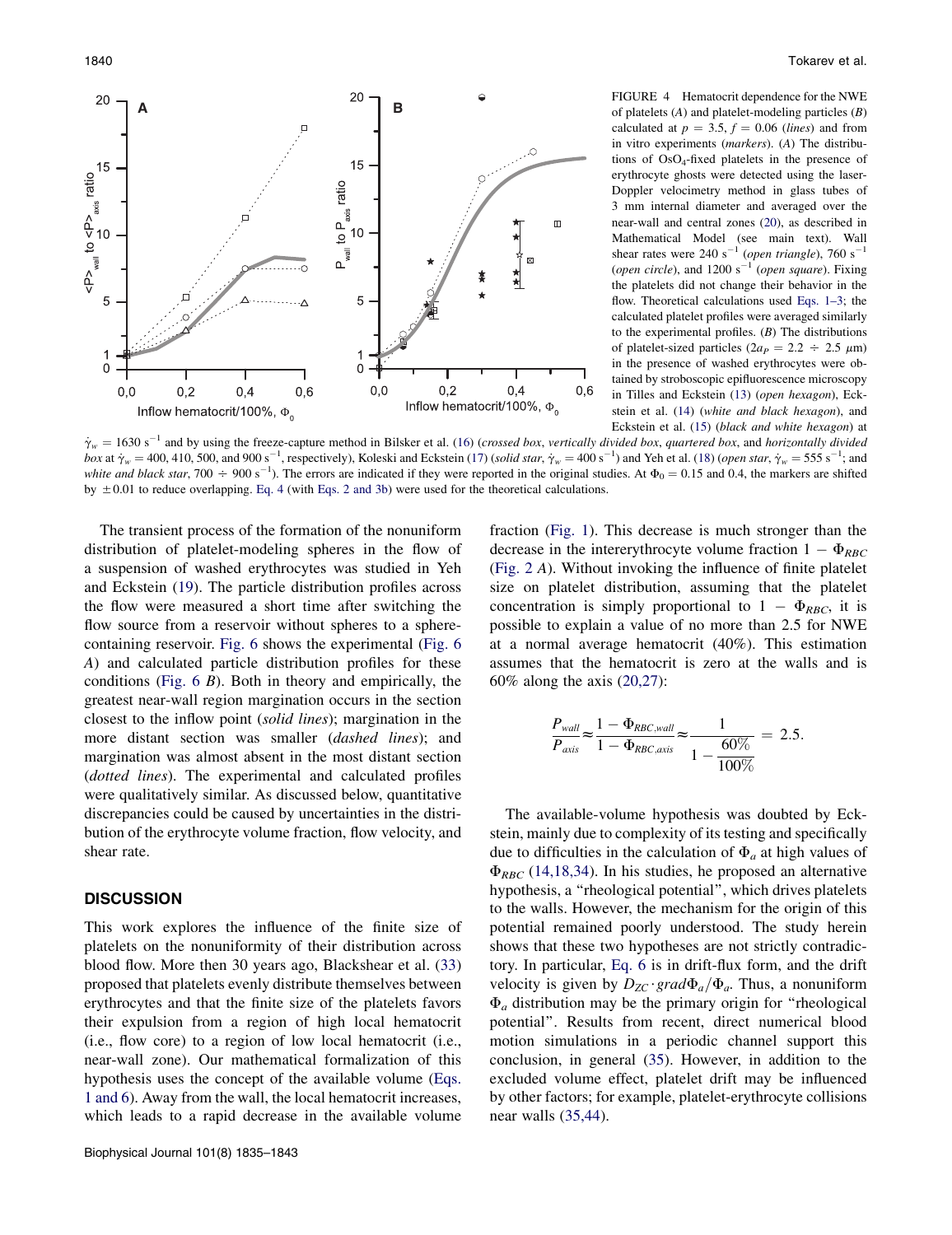FIGURE 4 Hematocrit dependence for the NWE of platelets (*A*) and platelet-modeling particles (*B*) calculated at $p = 3.5$, $f = 0.06$ (*lines*) and from in vitro experiments (*markers*). (*A*) The distributions of $OsO_4$-fixed platelets in the presence of erythrocyte ghosts were detected using the laser-Doppler velocimetry method in glass tubes of 3 mm internal diameter and averaged over the near-wall and central zones (20), as described in Mathematical Model (see main text). Wall shear rates were 240 $s^{-1}$ (*open triangle*), 760 $s^{-1}$ (*open circle*), and 1200 $s^{-1}$ (*open square*). Fixing the platelets did not change their behavior in the flow. Theoretical calculations used Eqs. 1–3; the calculated platelet profiles were averaged similarly to the experimental profiles. (*B*) The distributions of platelet-sized particles ($2a_P = 2.2 \div 2.5$ $\mu$m) in the presence of washed erythrocytes were obtained by stroboscopic epifluorescence microscopy in Tilles and Eckstein (13) (*open hexagon*), Eckstein et al. (14) (*white and black hexagon*), and Eckstein et al. (15) (*black and white hexagon*) at $\dot{\gamma}_w = 1630$ $s^{-1}$ and by using the freeze-capture method in Bilsker et al. (16) (*crossed box*, *vertically divided box*, *quartered box*, and *horizontally divided box* at $\dot{\gamma}_w = 400$, 410, 500, and 900 $s^{-1}$, respectively), Koleski and Eckstein (17) (*solid star*, $\dot{\gamma}_w = 400$ $s^{-1}$) and Yeh et al. (18) (*open star*, $\dot{\gamma}_w = 555$ $s^{-1}$; and *white and black star*, $700 \div 900$ $s^{-1}$). The errors are indicated if they were reported in the original studies. At $\Phi_0 = 0.15$ and 0.4, the markers are shifted by $\pm 0.01$ to reduce overlapping. Eq. 4 (with Eqs. 2 and 3b) were used for the theoretical calculations.

The transient process of the formation of the nonuniform distribution of platelet-modeling spheres in the flow of a suspension of washed erythrocytes was studied in Yeh and Eckstein (19). The particle distribution profiles across the flow were measured a short time after switching the flow source from a reservoir without spheres to a sphere-containing reservoir. Fig. 6 shows the experimental (Fig. 6 *A*) and calculated particle distribution profiles for these conditions (Fig. 6 *B*). Both in theory and empirically, the greatest near-wall region margination occurs in the section closest to the inflow point (*solid lines*); margination in the more distant section was smaller (*dashed lines*); and margination was almost absent in the most distant section (*dotted lines*). The experimental and calculated profiles were qualitatively similar. As discussed below, quantitative discrepancies could be caused by uncertainties in the distribution of the erythrocyte volume fraction, flow velocity, and shear rate.

## DISCUSSION

This work explores the influence of the finite size of platelets on the nonuniformity of their distribution across blood flow. More then 30 years ago, Blackshear et al. (33) proposed that platelets evenly distribute themselves between erythrocytes and that the finite size of the platelets favors their expulsion from a region of high local hematocrit (i.e., flow core) to a region of low local hematocrit (i.e., near-wall zone). Our mathematical formalization of this hypothesis uses the concept of the available volume (Eqs. 1 and 6). Away from the wall, the local hematocrit increases, which leads to a rapid decrease in the available volume fraction (Fig. 1). This decrease is much stronger than the decrease in the intererythrocyte volume fraction $1 - \Phi_{RBC}$ (Fig. 2 *A*). Without invoking the influence of finite platelet size on platelet distribution, assuming that the platelet concentration is simply proportional to $1 - \Phi_{RBC}$, it is possible to explain a value of no more than 2.5 for NWE at a normal average hematocrit (40%). This estimation assumes that the hematocrit is zero at the walls and is 60% along the axis (20,27):

$$\frac{P_{wall}}{P_{axis}} \approx \frac{1 - \Phi_{RBC,wall}}{1 - \Phi_{RBC,axis}} \approx \frac{1}{1 - \dfrac{60\%}{100\%}} = 2.5.$$

The available-volume hypothesis was doubted by Eckstein, mainly due to complexity of its testing and specifically due to difficulties in the calculation of $\Phi_a$ at high values of $\Phi_{RBC}$ (14,18,34). In his studies, he proposed an alternative hypothesis, a "rheological potential", which drives platelets to the walls. However, the mechanism for the origin of this potential remained poorly understood. The study herein shows that these two hypotheses are not strictly contradictory. In particular, Eq. 6 is in drift-flux form, and the drift velocity is given by $D_{ZC} \cdot grad\Phi_a/\Phi_a$. Thus, a nonuniform $\Phi_a$ distribution may be the primary origin for "rheological potential". Results from recent, direct numerical blood motion simulations in a periodic channel support this conclusion, in general (35). However, in addition to the excluded volume effect, platelet drift may be influenced by other factors; for example, platelet-erythrocyte collisions near walls (35,44).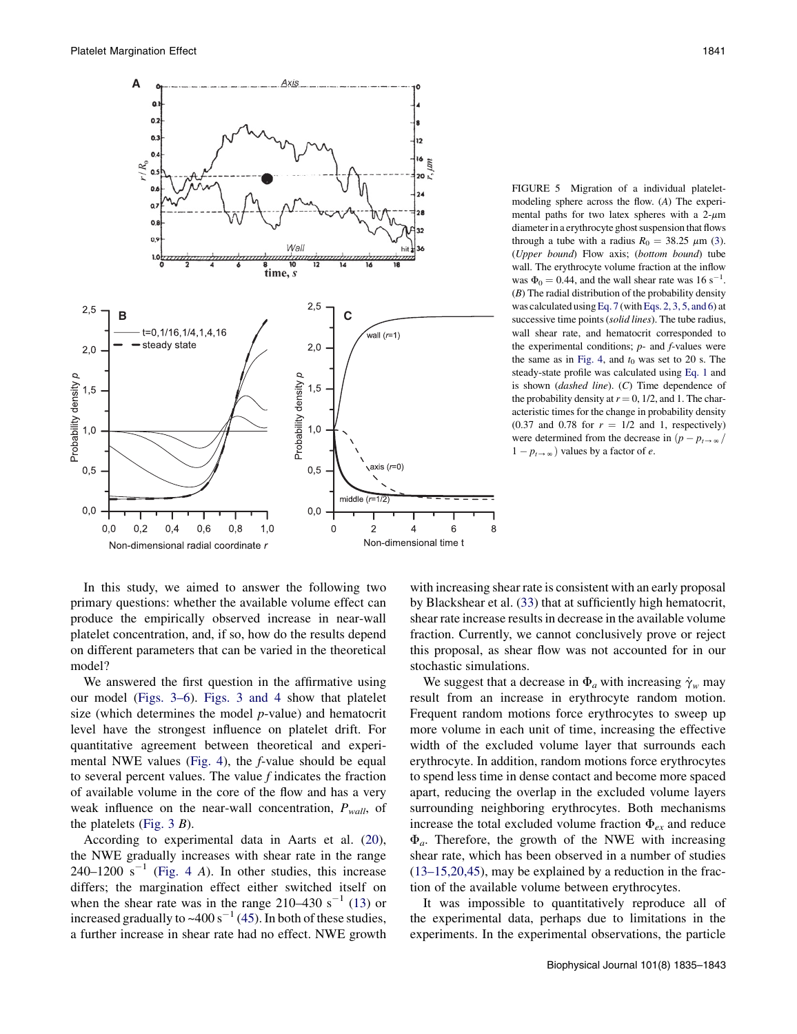FIGURE 5 Migration of a individual platelet-modeling sphere across the flow. (*A*) The experimental paths for two latex spheres with a 2-$\mu$m diameter in a erythrocyte ghost suspension that flows through a tube with a radius $R_0 = 38.25$ $\mu$m (3). (*Upper bound*) Flow axis; (*bottom bound*) tube wall. The erythrocyte volume fraction at the inflow was $\Phi_0 = 0.44$, and the wall shear rate was 16 $s^{-1}$. (*B*) The radial distribution of the probability density was calculated using Eq. 7 (with Eqs. 2, 3, 5, and 6) at successive time points (*solid lines*). The tube radius, wall shear rate, and hematocrit corresponded to the experimental conditions; *p*- and *f*-values were the same as in Fig. 4, and $t_0$ was set to 20 s. The steady-state profile was calculated using Eq. 1 and is shown (*dashed line*). (*C*) Time dependence of the probability density at $r = 0$, 1/2, and 1. The characteristic times for the change in probability density (0.37 and 0.78 for $r = 1/2$ and 1, respectively) were determined from the decrease in $(p - p_{t\to\infty}/1 - p_{t\to\infty})$ values by a factor of *e*.

In this study, we aimed to answer the following two primary questions: whether the available volume effect can produce the empirically observed increase in near-wall platelet concentration, and, if so, how do the results depend on different parameters that can be varied in the theoretical model?

We answered the first question in the affirmative using our model (Figs. 3–6). Figs. 3 and 4 show that platelet size (which determines the model *p*-value) and hematocrit level have the strongest influence on platelet drift. For quantitative agreement between theoretical and experimental NWE values (Fig. 4), the *f*-value should be equal to several percent values. The value *f* indicates the fraction of available volume in the core of the flow and has a very weak influence on the near-wall concentration, $P_{wall}$, of the platelets (Fig. 3 *B*).

According to experimental data in Aarts et al. (20), the NWE gradually increases with shear rate in the range 240–1200 $s^{-1}$ (Fig. 4 *A*). In other studies, this increase differs; the margination effect either switched itself on when the shear rate was in the range 210–430 $s^{-1}$ (13) or increased gradually to ~400 $s^{-1}$ (45). In both of these studies, a further increase in shear rate had no effect. NWE growth with increasing shear rate is consistent with an early proposal by Blackshear et al. (33) that at sufficiently high hematocrit, shear rate increase results in decrease in the available volume fraction. Currently, we cannot conclusively prove or reject this proposal, as shear flow was not accounted for in our stochastic simulations.

We suggest that a decrease in $\Phi_a$ with increasing $\dot{\gamma}_w$ may result from an increase in erythrocyte random motion. Frequent random motions force erythrocytes to sweep up more volume in each unit of time, increasing the effective width of the excluded volume layer that surrounds each erythrocyte. In addition, random motions force erythrocytes to spend less time in dense contact and become more spaced apart, reducing the overlap in the excluded volume layers surrounding neighboring erythrocytes. Both mechanisms increase the total excluded volume fraction $\Phi_{ex}$ and reduce $\Phi_a$. Therefore, the growth of the NWE with increasing shear rate, which has been observed in a number of studies (13–15,20,45), may be explained by a reduction in the fraction of the available volume between erythrocytes.

It was impossible to quantitatively reproduce all of the experimental data, perhaps due to limitations in the experiments. In the experimental observations, the particle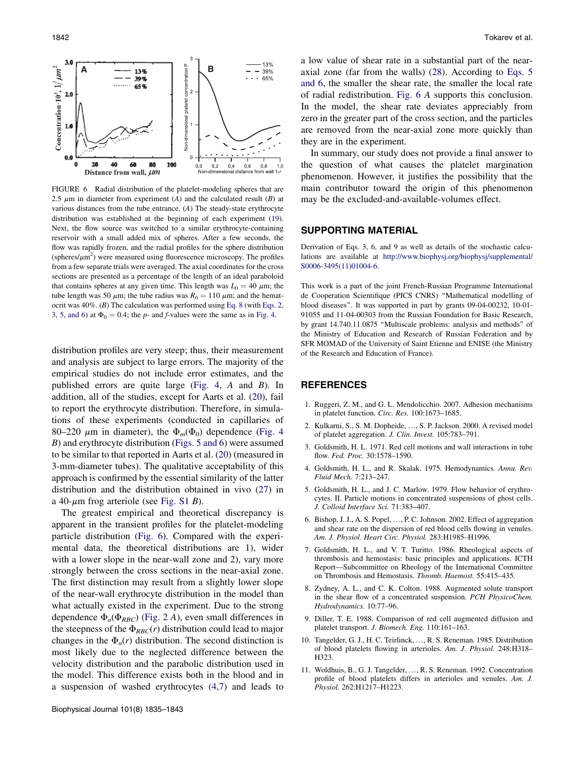FIGURE 6 Radial distribution of the platelet-modeling spheres that are 2.5 $\mu$m in diameter from experiment (*A*) and the calculated result (*B*) at various distances from the tube entrance. (*A*) The steady-state erythrocyte distribution was established at the beginning of each experiment (19). Next, the flow source was switched to a similar erythrocyte-containing reservoir with a small added mix of spheres. After a few seconds, the flow was rapidly frozen, and the radial profiles for the sphere distribution (spheres/$\mu$m$^2$) were measured using fluorescence microscopy. The profiles from a few separate trials were averaged. The axial coordinates for the cross sections are presented as a percentage of the length of an ideal paraboloid that contains spheres at any given time. This length was $L_0 = 40$ $\mu$m; the tube length was 50 $\mu$m; the tube radius was $R_0 = 110$ $\mu$m; and the hematocrit was 40%. (*B*) The calculation was performed using Eq. 8 (with Eqs. 2, 3, 5, and 6) at $\Phi_0 = 0.4$; the *p*- and *f*-values were the same as in Fig. 4.

distribution profiles are very steep; thus, their measurement and analysis are subject to large errors. The majority of the empirical studies do not include error estimates, and the published errors are quite large (Fig. 4, *A* and *B*). In addition, all of the studies, except for Aarts et al. (20), fail to report the erythrocyte distribution. Therefore, in simulations of these experiments (conducted in capillaries of 80–220 $\mu$m in diameter), the $\Phi_m(\Phi_0)$ dependence (Fig. 4 *B*) and erythrocyte distribution (Figs. 5 and 6) were assumed to be similar to that reported in Aarts et al. (20) (measured in 3-mm-diameter tubes). The qualitative acceptability of this approach is confirmed by the essential similarity of the latter distribution and the distribution obtained in vivo (27) in a 40-$\mu$m frog arteriole (see Fig. S1 *B*).

The greatest empirical and theoretical discrepancy is apparent in the transient profiles for the platelet-modeling particle distribution (Fig. 6). Compared with the experimental data, the theoretical distributions are 1), wider with a lower slope in the near-wall zone and 2), vary more strongly between the cross sections in the near-axial zone. The first distinction may result from a slightly lower slope of the near-wall erythrocyte distribution in the model than what actually existed in the experiment. Due to the strong dependence $\Phi_a(\Phi_{RBC})$ (Fig. 2 *A*), even small differences in the steepness of the $\Phi_{RBC}(r)$ distribution could lead to major changes in the $\Phi_a(r)$ distribution. The second distinction is most likely due to the neglected difference between the velocity distribution and the parabolic distribution used in the model. This difference exists both in the blood and in a suspension of washed erythrocytes (4,7) and leads to a low value of shear rate in a substantial part of the near-axial zone (far from the walls) (28). According to Eqs. 5 and 6, the smaller the shear rate, the smaller the local rate of radial redistribution. Fig. 6 *A* supports this conclusion. In the model, the shear rate deviates appreciably from zero in the greater part of the cross section, and the particles are removed from the near-axial zone more quickly than they are in the experiment.

In summary, our study does not provide a final answer to the question of what causes the platelet margination phenomenon. However, it justifies the possibility that the main contributor toward the origin of this phenomenon may be the excluded-and-available-volumes effect.

## SUPPORTING MATERIAL

Derivation of Eqs. 3, 6, and 9 as well as details of the stochastic calculations are available at http://www.biophysj.org/biophysj/supplemental/S0006-3495(11)01004-6.

This work is a part of the joint French-Russian Programme International de Cooperation Scientifique (PICS CNRS) "Mathematical modelling of blood diseases". It was supported in part by grants 09-04-00232, 10-01-91055 and 11-04-00303 from the Russian Foundation for Basic Research, by grant 14.740.11.0875 "Multiscale problems: analysis and methods" of the Ministry of Education and Research of Russian Federation and by SFR MOMAD of the University of Saint Etienne and ENISE (the Ministry of the Research and Education of France).

## REFERENCES

1. Ruggeri, Z. M., and G. L. Mendolicchio. 2007. Adhesion mechanisms in platelet function. *Circ. Res.* 100:1673–1685.
2. Kulkarni, S., S. M. Dopheide, …, S. P. Jackson. 2000. A revised model of platelet aggregation. *J. Clin. Invest.* 105:783–791.
3. Goldsmith, H. L. 1971. Red cell motions and wall interactions in tube flow. *Fed. Proc.* 30:1578–1590.
4. Goldsmith, H. L., and R. Skalak. 1975. Hemodynamics. *Annu. Rev. Fluid Mech.* 7:213–247.
5. Goldsmith, H. L., and J. C. Marlow. 1979. Flow behavior of erythrocytes. II. Particle motions in concentrated suspensions of ghost cells. *J. Colloid Interface Sci.* 71:383–407.
6. Bishop, J. J., A. S. Popel, …, P. C. Johnson. 2002. Effect of aggregation and shear rate on the dispersion of red blood cells flowing in venules. *Am. J. Physiol. Heart Circ. Physiol.* 283:H1985–H1996.
7. Goldsmith, H. L., and V. T. Turitto. 1986. Rheological aspects of thrombosis and hemostasis: basic principles and applications. ICTH Report—Subcommittee on Rheology of the International Committee on Thrombosis and Hemostasis. *Thromb. Haemost.* 55:415–435.
8. Zydney, A. L., and C. K. Colton. 1988. Augmented solute transport in the shear flow of a concentrated suspension. *PCH PhysicoChem. Hydrodynamics.* 10:77–96.
9. Diller, T. E. 1988. Comparison of red cell augmented diffusion and platelet transport. *J. Biomech. Eng.* 110:161–163.
10. Tangelder, G. J., H. C. Teirlinck, …, R. S. Reneman. 1985. Distribution of blood platelets flowing in arterioles. *Am. J. Physiol.* 248:H318–H323.
11. Woldhuis, B., G. J. Tangelder, …, R. S. Reneman. 1992. Concentration profile of blood platelets differs in arterioles and venules. *Am. J. Physiol.* 262:H1217–H1223.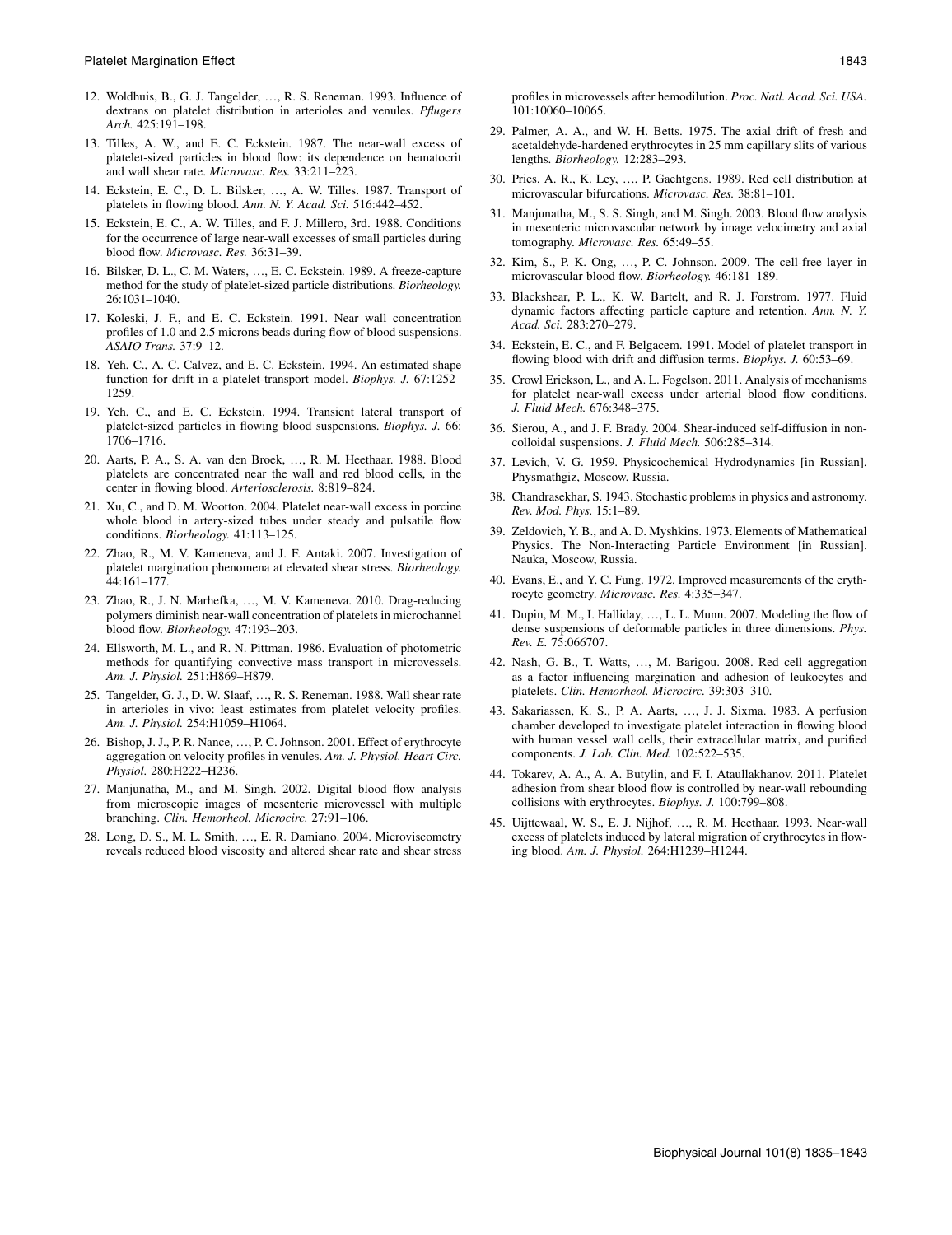12. Woldhuis, B., G. J. Tangelder, …, R. S. Reneman. 1993. Influence of dextrans on platelet distribution in arterioles and venules. *Pflugers Arch.* 425:191–198.
13. Tilles, A. W., and E. C. Eckstein. 1987. The near-wall excess of platelet-sized particles in blood flow: its dependence on hematocrit and wall shear rate. *Microvasc. Res.* 33:211–223.
14. Eckstein, E. C., D. L. Bilsker, …, A. W. Tilles. 1987. Transport of platelets in flowing blood. *Ann. N. Y. Acad. Sci.* 516:442–452.
15. Eckstein, E. C., A. W. Tilles, and F. J. Millero, 3rd. 1988. Conditions for the occurrence of large near-wall excesses of small particles during blood flow. *Microvasc. Res.* 36:31–39.
16. Bilsker, D. L., C. M. Waters, …, E. C. Eckstein. 1989. A freeze-capture method for the study of platelet-sized particle distributions. *Biorheology.* 26:1031–1040.
17. Koleski, J. F., and E. C. Eckstein. 1991. Near wall concentration profiles of 1.0 and 2.5 microns beads during flow of blood suspensions. *ASAIO Trans.* 37:9–12.
18. Yeh, C., A. C. Calvez, and E. C. Eckstein. 1994. An estimated shape function for drift in a platelet-transport model. *Biophys. J.* 67:1252–1259.
19. Yeh, C., and E. C. Eckstein. 1994. Transient lateral transport of platelet-sized particles in flowing blood suspensions. *Biophys. J.* 66: 1706–1716.
20. Aarts, P. A., S. A. van den Broek, …, R. M. Heethaar. 1988. Blood platelets are concentrated near the wall and red blood cells, in the center in flowing blood. *Arteriosclerosis.* 8:819–824.
21. Xu, C., and D. M. Wootton. 2004. Platelet near-wall excess in porcine whole blood in artery-sized tubes under steady and pulsatile flow conditions. *Biorheology.* 41:113–125.
22. Zhao, R., M. V. Kameneva, and J. F. Antaki. 2007. Investigation of platelet margination phenomena at elevated shear stress. *Biorheology.* 44:161–177.
23. Zhao, R., J. N. Marhefka, …, M. V. Kameneva. 2010. Drag-reducing polymers diminish near-wall concentration of platelets in microchannel blood flow. *Biorheology.* 47:193–203.
24. Ellsworth, M. L., and R. N. Pittman. 1986. Evaluation of photometric methods for quantifying convective mass transport in microvessels. *Am. J. Physiol.* 251:H869–H879.
25. Tangelder, G. J., D. W. Slaaf, …, R. S. Reneman. 1988. Wall shear rate in arterioles in vivo: least estimates from platelet velocity profiles. *Am. J. Physiol.* 254:H1059–H1064.
26. Bishop, J. J., P. R. Nance, …, P. C. Johnson. 2001. Effect of erythrocyte aggregation on velocity profiles in venules. *Am. J. Physiol. Heart Circ. Physiol.* 280:H222–H236.
27. Manjunatha, M., and M. Singh. 2002. Digital blood flow analysis from microscopic images of mesenteric microvessel with multiple branching. *Clin. Hemorheol. Microcirc.* 27:91–106.
28. Long, D. S., M. L. Smith, …, E. R. Damiano. 2004. Microviscometry reveals reduced blood viscosity and altered shear rate and shear stress profiles in microvessels after hemodilution. *Proc. Natl. Acad. Sci. USA.* 101:10060–10065.
29. Palmer, A. A., and W. H. Betts. 1975. The axial drift of fresh and acetaldehyde-hardened erythrocytes in 25 mm capillary slits of various lengths. *Biorheology.* 12:283–293.
30. Pries, A. R., K. Ley, …, P. Gaehtgens. 1989. Red cell distribution at microvascular bifurcations. *Microvasc. Res.* 38:81–101.
31. Manjunatha, M., S. S. Singh, and M. Singh. 2003. Blood flow analysis in mesenteric microvascular network by image velocimetry and axial tomography. *Microvasc. Res.* 65:49–55.
32. Kim, S., P. K. Ong, …, P. C. Johnson. 2009. The cell-free layer in microvascular blood flow. *Biorheology.* 46:181–189.
33. Blackshear, P. L., K. W. Bartelt, and R. J. Forstrom. 1977. Fluid dynamic factors affecting particle capture and retention. *Ann. N. Y. Acad. Sci.* 283:270–279.
34. Eckstein, E. C., and F. Belgacem. 1991. Model of platelet transport in flowing blood with drift and diffusion terms. *Biophys. J.* 60:53–69.
35. Crowl Erickson, L., and A. L. Fogelson. 2011. Analysis of mechanisms for platelet near-wall excess under arterial blood flow conditions. *J. Fluid Mech.* 676:348–375.
36. Sierou, A., and J. F. Brady. 2004. Shear-induced self-diffusion in non-colloidal suspensions. *J. Fluid Mech.* 506:285–314.
37. Levich, V. G. 1959. Physicochemical Hydrodynamics [in Russian]. Physmathgiz, Moscow, Russia.
38. Chandrasekhar, S. 1943. Stochastic problems in physics and astronomy. *Rev. Mod. Phys.* 15:1–89.
39. Zeldovich, Y. B., and A. D. Myshkins. 1973. Elements of Mathematical Physics. The Non-Interacting Particle Environment [in Russian]. Nauka, Moscow, Russia.
40. Evans, E., and Y. C. Fung. 1972. Improved measurements of the erythrocyte geometry. *Microvasc. Res.* 4:335–347.
41. Dupin, M. M., I. Halliday, …, L. L. Munn. 2007. Modeling the flow of dense suspensions of deformable particles in three dimensions. *Phys. Rev. E.* 75:066707.
42. Nash, G. B., T. Watts, …, M. Barigou. 2008. Red cell aggregation as a factor influencing margination and adhesion of leukocytes and platelets. *Clin. Hemorheol. Microcirc.* 39:303–310.
43. Sakariassen, K. S., P. A. Aarts, …, J. J. Sixma. 1983. A perfusion chamber developed to investigate platelet interaction in flowing blood with human vessel wall cells, their extracellular matrix, and purified components. *J. Lab. Clin. Med.* 102:522–535.
44. Tokarev, A. A., A. A. Butylin, and F. I. Ataullakhanov. 2011. Platelet adhesion from shear blood flow is controlled by near-wall rebounding collisions with erythrocytes. *Biophys. J.* 100:799–808.
45. Uijttewaal, W. S., E. J. Nijhof, …, R. M. Heethaar. 1993. Near-wall excess of platelets induced by lateral migration of erythrocytes in flowing blood. *Am. J. Physiol.* 264:H1239–H1244.